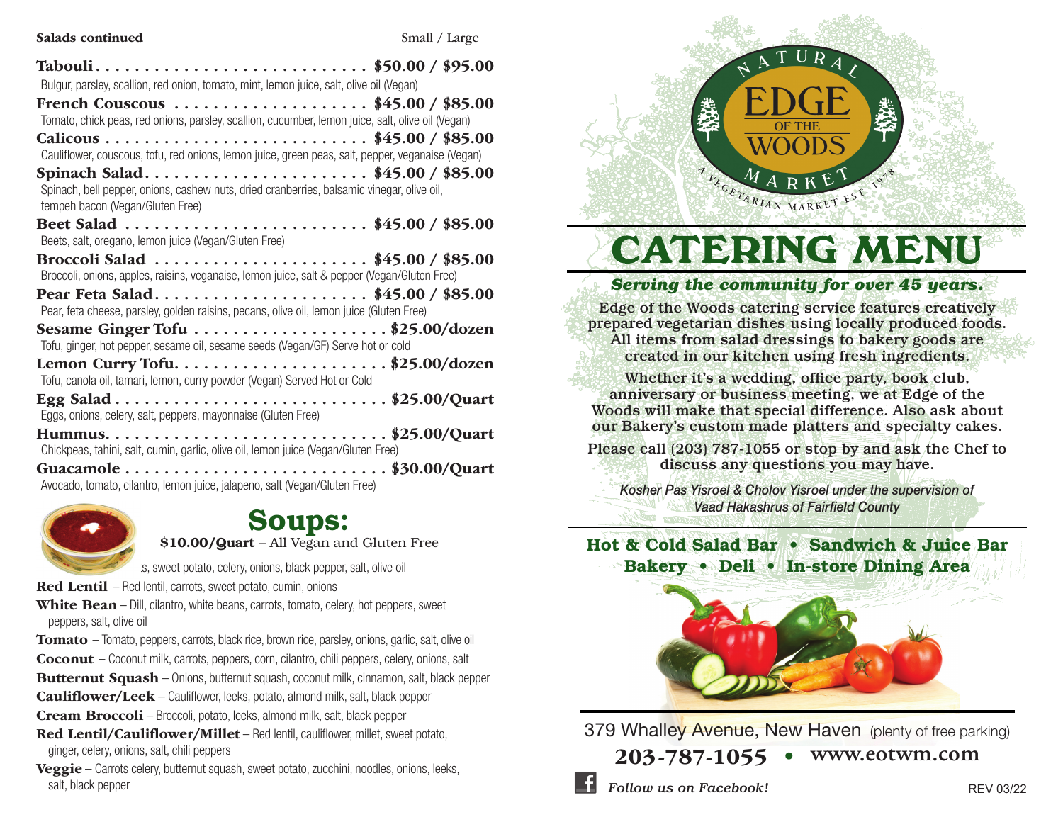**Salads continued** Small / Large

**Tabouli** . . . . . . . . . . . . . . . . . . . . . . . . . . . . **$50.00 / $95.00**
Bulgur, parsley, scallion, red onion, tomato, mint, lemon juice, salt, olive oil (Vegan)

**French Couscous** . . . . . . . . . . . . . . . . . . . . **$45.00 / $85.00**
Tomato, chick peas, red onions, parsley, scallion, cucumber, lemon juice, salt, olive oil (Vegan)

**Calicous** . . . . . . . . . . . . . . . . . . . . . . . . . . **$45.00 / $85.00**
Cauliflower, couscous, tofu, red onions, lemon juice, green peas, salt, pepper, veganaise (Vegan)

**Spinach Salad** . . . . . . . . . . . . . . . . . . . . . . **$45.00 / $85.00**
Spinach, bell pepper, onions, cashew nuts, dried cranberries, balsamic vinegar, olive oil, tempeh bacon (Vegan/Gluten Free)

**Beet Salad** . . . . . . . . . . . . . . . . . . . . . . . . . **$45.00 / $85.00**
Beets, salt, oregano, lemon juice (Vegan/Gluten Free)

**Broccoli Salad** . . . . . . . . . . . . . . . . . . . . . . **$45.00 / $85.00**
Broccoli, onions, apples, raisins, veganaise, lemon juice, salt & pepper (Vegan/Gluten Free)

**Pear Feta Salad** . . . . . . . . . . . . . . . . . . . . . . **$45.00 / $85.00**
Pear, feta cheese, parsley, golden raisins, pecans, olive oil, lemon juice (Gluten Free)

**Sesame Ginger Tofu** . . . . . . . . . . . . . . . . . . . . **$25.00/dozen**
Tofu, ginger, hot pepper, sesame oil, sesame seeds (Vegan/GF) Serve hot or cold

**Lemon Curry Tofu** . . . . . . . . . . . . . . . . . . . . . . **$25.00/dozen**
Tofu, canola oil, tamari, lemon, curry powder (Vegan) Served Hot or Cold

**Egg Salad** . . . . . . . . . . . . . . . . . . . . . . . . . . . **$25.00/Quart**
Eggs, onions, celery, salt, peppers, mayonnaise (Gluten Free)

**Hummus** . . . . . . . . . . . . . . . . . . . . . . . . . . . . **$25.00/Quart**
Chickpeas, tahini, salt, cumin, garlic, olive oil, lemon juice (Vegan/Gluten Free)

**Guacamole** . . . . . . . . . . . . . . . . . . . . . . . . . . **$30.00/Quart**
Avocado, tomato, cilantro, lemon juice, jalapeno, salt (Vegan/Gluten Free)

## Soups:

**$10.00/Quart** – All Vegan and Gluten Free

...s, sweet potato, celery, onions, black pepper, salt, olive oil

**Red Lentil** – Red lentil, carrots, sweet potato, cumin, onions

**White Bean** – Dill, cilantro, white beans, carrots, tomato, celery, hot peppers, sweet peppers, salt, olive oil

**Tomato** – Tomato, peppers, carrots, black rice, brown rice, parsley, onions, garlic, salt, olive oil

**Coconut** – Coconut milk, carrots, peppers, corn, cilantro, chili peppers, celery, onions, salt

**Butternut Squash** – Onions, butternut squash, coconut milk, cinnamon, salt, black pepper

**Cauliflower/Leek** – Cauliflower, leeks, potato, almond milk, salt, black pepper

**Cream Broccoli** – Broccoli, potato, leeks, almond milk, salt, black pepper

**Red Lentil/Cauliflower/Millet** – Red lentil, cauliflower, millet, sweet potato, ginger, celery, onions, salt, chili peppers

**Veggie** – Carrots celery, butternut squash, sweet potato, zucchini, noodles, onions, leeks, salt, black pepper

NATURAL EDGE OF THE WOODS MARKET

A VEGETARIAN MARKET EST. 1978

# CATERING MENU

***Serving the community for over 45 years.***

Edge of the Woods catering service features creatively prepared vegetarian dishes using locally produced foods. All items from salad dressings to bakery goods are created in our kitchen using fresh ingredients.

Whether it's a wedding, office party, book club, anniversary or business meeting, we at Edge of the Woods will make that special difference. Also ask about our Bakery's custom made platters and specialty cakes.

Please call (203) 787-1055 or stop by and ask the Chef to discuss any questions you may have.

*Kosher Pas Yisroel & Cholov Yisroel under the supervision of Vaad Hakashrus of Fairfield County*

**Hot & Cold Salad Bar • Sandwich & Juice Bar**
**Bakery • Deli • In-store Dining Area**

379 Whalley Avenue, New Haven (plenty of free parking)

**203-787-1055 • www.eotwm.com**

*Follow us on Facebook!*

REV 03/22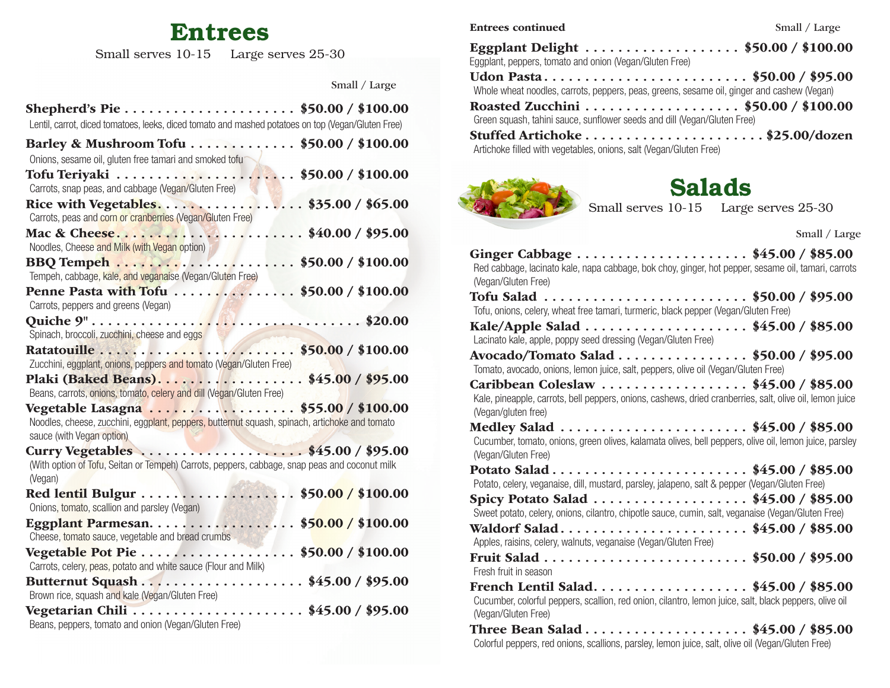# Entrees

Small serves 10-15     Large serves 25-30

Small / Large

**Shepherd's Pie** . . . . . . . . . . . . . . . . . . . . . $50.00 / $100.00
Lentil, carrot, diced tomatoes, leeks, diced tomato and mashed potatoes on top (Vegan/Gluten Free)

**Barley & Mushroom Tofu** . . . . . . . . . . . . . $50.00 / $100.00
Onions, sesame oil, gluten free tamari and smoked tofu

**Tofu Teriyaki** . . . . . . . . . . . . . . . . . . . . . $50.00 / $100.00
Carrots, snap peas, and cabbage (Vegan/Gluten Free)

**Rice with Vegetables**. . . . . . . . . . . . . . . . . . . $35.00 / $65.00
Carrots, peas and corn or cranberries (Vegan/Gluten Free)

**Mac & Cheese**. . . . . . . . . . . . . . . . . . . . . . . $40.00 / $95.00
Noodles, Cheese and Milk (with Vegan option)

**BBQ Tempeh** . . . . . . . . . . . . . . . . . . . . . $50.00 / $100.00
Tempeh, cabbage, kale, and veganaise (Vegan/Gluten Free)

**Penne Pasta with Tofu** . . . . . . . . . . . . . . $50.00 / $100.00
Carrots, peppers and greens (Vegan)

**Quiche 9"** . . . . . . . . . . . . . . . . . . . . . . . . . . . . . . . . . $20.00
Spinach, broccoli, zucchini, cheese and eggs

**Ratatouille** . . . . . . . . . . . . . . . . . . . . . . . $50.00 / $100.00
Zucchini, eggplant, onions, peppers and tomato (Vegan/Gluten Free)

**Plaki (Baked Beans)**. . . . . . . . . . . . . . . . . . $45.00 / $95.00
Beans, carrots, onions, tomato, celery and dill (Vegan/Gluten Free)

**Vegetable Lasagna** . . . . . . . . . . . . . . . . . $55.00 / $100.00
Noodles, cheese, zucchini, eggplant, peppers, butternut squash, spinach, artichoke and tomato sauce (with Vegan option)

**Curry Vegetables** . . . . . . . . . . . . . . . . . . . $45.00 / $95.00
(With option of Tofu, Seitan or Tempeh) Carrots, peppers, cabbage, snap peas and coconut milk (Vegan)

**Red lentil Bulgur** . . . . . . . . . . . . . . . . . . . $50.00 / $100.00
Onions, tomato, scallion and parsley (Vegan)

**Eggplant Parmesan**. . . . . . . . . . . . . . . . . . $50.00 / $100.00
Cheese, tomato sauce, vegetable and bread crumbs

**Vegetable Pot Pie** . . . . . . . . . . . . . . . . . . . $50.00 / $100.00
Carrots, celery, peas, potato and white sauce (Flour and Milk)

**Butternut Squash** . . . . . . . . . . . . . . . . . . . $45.00 / $95.00
Brown rice, squash and kale (Vegan/Gluten Free)

**Vegetarian Chili** . . . . . . . . . . . . . . . . . . . . . $45.00 / $95.00
Beans, peppers, tomato and onion (Vegan/Gluten Free)

**Entrees continued**     Small / Large

**Eggplant Delight** . . . . . . . . . . . . . . . . . . . $50.00 / $100.00
Eggplant, peppers, tomato and onion (Vegan/Gluten Free)

**Udon Pasta**. . . . . . . . . . . . . . . . . . . . . . . . . $50.00 / $95.00
Whole wheat noodles, carrots, peppers, peas, greens, sesame oil, ginger and cashew (Vegan)

**Roasted Zucchini** . . . . . . . . . . . . . . . . . . $50.00 / $100.00
Green squash, tahini sauce, sunflower seeds and dill (Vegan/Gluten Free)

**Stuffed Artichoke** . . . . . . . . . . . . . . . . . . . . . $25.00/dozen
Artichoke filled with vegetables, onions, salt (Vegan/Gluten Free)

# Salads

Small serves 10-15     Large serves 25-30

Small / Large

**Ginger Cabbage** . . . . . . . . . . . . . . . . . . . . $45.00 / $85.00
Red cabbage, lacinato kale, napa cabbage, bok choy, ginger, hot pepper, sesame oil, tamari, carrots (Vegan/Gluten Free)

**Tofu Salad** . . . . . . . . . . . . . . . . . . . . . . . . $50.00 / $95.00
Tofu, onions, celery, wheat free tamari, turmeric, black pepper (Vegan/Gluten Free)

**Kale/Apple Salad** . . . . . . . . . . . . . . . . . . . $45.00 / $85.00
Lacinato kale, apple, poppy seed dressing (Vegan/Gluten Free)

**Avocado/Tomato Salad** . . . . . . . . . . . . . . . $50.00 / $95.00
Tomato, avocado, onions, lemon juice, salt, peppers, olive oil (Vegan/Gluten Free)

**Caribbean Coleslaw** . . . . . . . . . . . . . . . . . $45.00 / $85.00
Kale, pineapple, carrots, bell peppers, onions, cashews, dried cranberries, salt, olive oil, lemon juice (Vegan/gluten free)

**Medley Salad** . . . . . . . . . . . . . . . . . . . . . . $45.00 / $85.00
Cucumber, tomato, onions, green olives, kalamata olives, bell peppers, olive oil, lemon juice, parsley (Vegan/Gluten Free)

**Potato Salad** . . . . . . . . . . . . . . . . . . . . . . . $45.00 / $85.00
Potato, celery, veganaise, dill, mustard, parsley, jalapeno, salt & pepper (Vegan/Gluten Free)

**Spicy Potato Salad** . . . . . . . . . . . . . . . . . . $45.00 / $85.00
Sweet potato, celery, onions, cilantro, chipotle sauce, cumin, salt, veganaise (Vegan/Gluten Free)

**Waldorf Salad**. . . . . . . . . . . . . . . . . . . . . . . $45.00 / $85.00
Apples, raisins, celery, walnuts, veganaise (Vegan/Gluten Free)

**Fruit Salad** . . . . . . . . . . . . . . . . . . . . . . . . $50.00 / $95.00
Fresh fruit in season

**French Lentil Salad**. . . . . . . . . . . . . . . . . . . $45.00 / $85.00
Cucumber, colorful peppers, scallion, red onion, cilantro, lemon juice, salt, black peppers, olive oil (Vegan/Gluten Free)

**Three Bean Salad** . . . . . . . . . . . . . . . . . . . $45.00 / $85.00
Colorful peppers, red onions, scallions, parsley, lemon juice, salt, olive oil (Vegan/Gluten Free)